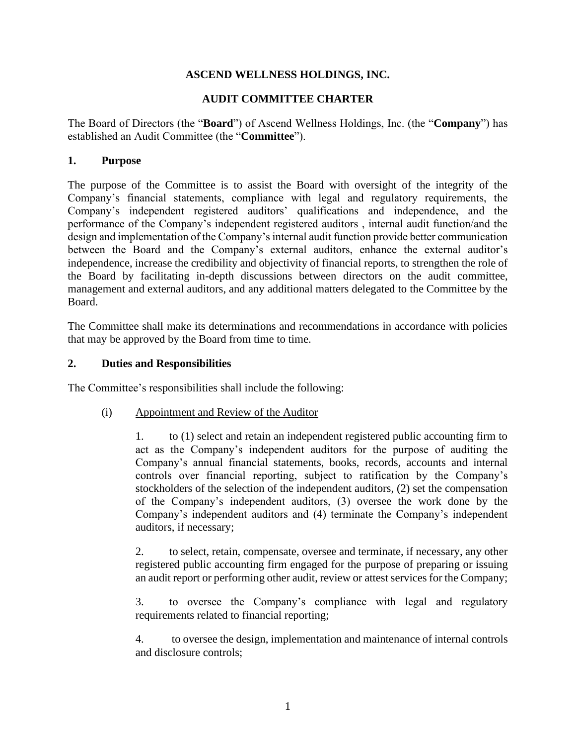# ASCEND WELLNESS HOLDINGS, INC.

## AUDIT COMMITTEE CHARTER

The Board of Directors (the "**Board**") of Ascend Wellness Holdings, Inc. (the "**Company**") has established an Audit Committee (the "**Committee**").

### 1. Purpose

The purpose of the Committee is to assist the Board with oversight of the integrity of the Company's financial statements, compliance with legal and regulatory requirements, the Company's independent registered auditors' qualifications and independence, and the performance of the Company's independent registered auditors , internal audit function/and the design and implementation of the Company's internal audit function provide better communication between the Board and the Company's external auditors, enhance the external auditor's independence, increase the credibility and objectivity of financial reports, to strengthen the role of the Board by facilitating in-depth discussions between directors on the audit committee, management and external auditors, and any additional matters delegated to the Committee by the Board.

The Committee shall make its determinations and recommendations in accordance with policies that may be approved by the Board from time to time.

### 2. Duties and Responsibilities

The Committee's responsibilities shall include the following:

(i) Appointment and Review of the Auditor

1. to (1) select and retain an independent registered public accounting firm to act as the Company's independent auditors for the purpose of auditing the Company's annual financial statements, books, records, accounts and internal controls over financial reporting, subject to ratification by the Company's stockholders of the selection of the independent auditors, (2) set the compensation of the Company's independent auditors, (3) oversee the work done by the Company's independent auditors and (4) terminate the Company's independent auditors, if necessary;

2. to select, retain, compensate, oversee and terminate, if necessary, any other registered public accounting firm engaged for the purpose of preparing or issuing an audit report or performing other audit, review or attest services for the Company;

3. to oversee the Company's compliance with legal and regulatory requirements related to financial reporting;

4. to oversee the design, implementation and maintenance of internal controls and disclosure controls;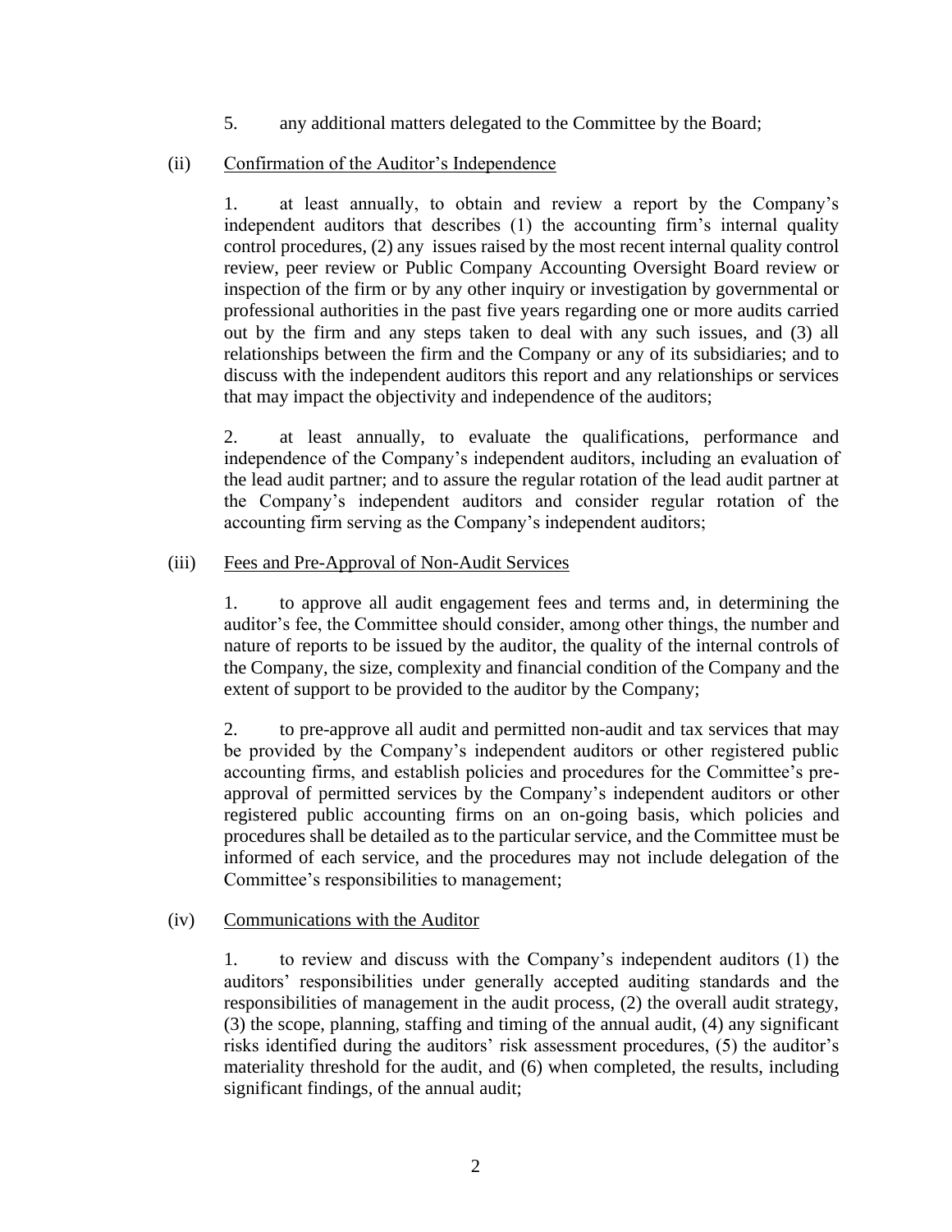5. any additional matters delegated to the Committee by the Board;

(ii) Confirmation of the Auditor's Independence

1. at least annually, to obtain and review a report by the Company's independent auditors that describes (1) the accounting firm's internal quality control procedures, (2) any issues raised by the most recent internal quality control review, peer review or Public Company Accounting Oversight Board review or inspection of the firm or by any other inquiry or investigation by governmental or professional authorities in the past five years regarding one or more audits carried out by the firm and any steps taken to deal with any such issues, and (3) all relationships between the firm and the Company or any of its subsidiaries; and to discuss with the independent auditors this report and any relationships or services that may impact the objectivity and independence of the auditors;

2. at least annually, to evaluate the qualifications, performance and independence of the Company's independent auditors, including an evaluation of the lead audit partner; and to assure the regular rotation of the lead audit partner at the Company's independent auditors and consider regular rotation of the accounting firm serving as the Company's independent auditors;

(iii) Fees and Pre-Approval of Non-Audit Services

1. to approve all audit engagement fees and terms and, in determining the auditor's fee, the Committee should consider, among other things, the number and nature of reports to be issued by the auditor, the quality of the internal controls of the Company, the size, complexity and financial condition of the Company and the extent of support to be provided to the auditor by the Company;

2. to pre-approve all audit and permitted non-audit and tax services that may be provided by the Company's independent auditors or other registered public accounting firms, and establish policies and procedures for the Committee's pre-approval of permitted services by the Company's independent auditors or other registered public accounting firms on an on-going basis, which policies and procedures shall be detailed as to the particular service, and the Committee must be informed of each service, and the procedures may not include delegation of the Committee's responsibilities to management;

(iv) Communications with the Auditor

1. to review and discuss with the Company's independent auditors (1) the auditors' responsibilities under generally accepted auditing standards and the responsibilities of management in the audit process, (2) the overall audit strategy, (3) the scope, planning, staffing and timing of the annual audit, (4) any significant risks identified during the auditors' risk assessment procedures, (5) the auditor's materiality threshold for the audit, and (6) when completed, the results, including significant findings, of the annual audit;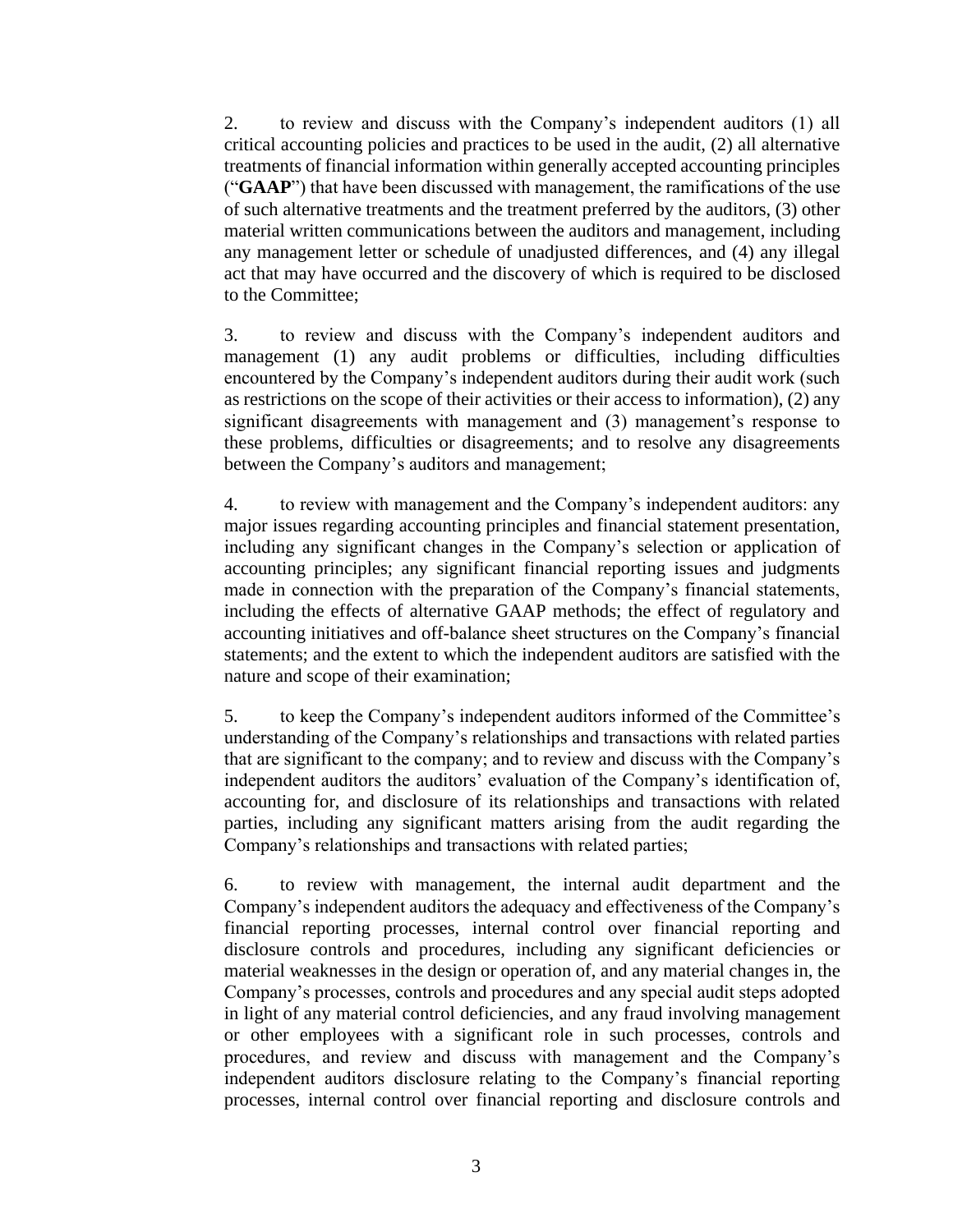2. to review and discuss with the Company's independent auditors (1) all critical accounting policies and practices to be used in the audit, (2) all alternative treatments of financial information within generally accepted accounting principles ("**GAAP**") that have been discussed with management, the ramifications of the use of such alternative treatments and the treatment preferred by the auditors, (3) other material written communications between the auditors and management, including any management letter or schedule of unadjusted differences, and (4) any illegal act that may have occurred and the discovery of which is required to be disclosed to the Committee;

3. to review and discuss with the Company's independent auditors and management (1) any audit problems or difficulties, including difficulties encountered by the Company's independent auditors during their audit work (such as restrictions on the scope of their activities or their access to information), (2) any significant disagreements with management and (3) management's response to these problems, difficulties or disagreements; and to resolve any disagreements between the Company's auditors and management;

4. to review with management and the Company's independent auditors: any major issues regarding accounting principles and financial statement presentation, including any significant changes in the Company's selection or application of accounting principles; any significant financial reporting issues and judgments made in connection with the preparation of the Company's financial statements, including the effects of alternative GAAP methods; the effect of regulatory and accounting initiatives and off-balance sheet structures on the Company's financial statements; and the extent to which the independent auditors are satisfied with the nature and scope of their examination;

5. to keep the Company's independent auditors informed of the Committee's understanding of the Company's relationships and transactions with related parties that are significant to the company; and to review and discuss with the Company's independent auditors the auditors' evaluation of the Company's identification of, accounting for, and disclosure of its relationships and transactions with related parties, including any significant matters arising from the audit regarding the Company's relationships and transactions with related parties;

6. to review with management, the internal audit department and the Company's independent auditors the adequacy and effectiveness of the Company's financial reporting processes, internal control over financial reporting and disclosure controls and procedures, including any significant deficiencies or material weaknesses in the design or operation of, and any material changes in, the Company's processes, controls and procedures and any special audit steps adopted in light of any material control deficiencies, and any fraud involving management or other employees with a significant role in such processes, controls and procedures, and review and discuss with management and the Company's independent auditors disclosure relating to the Company's financial reporting processes, internal control over financial reporting and disclosure controls and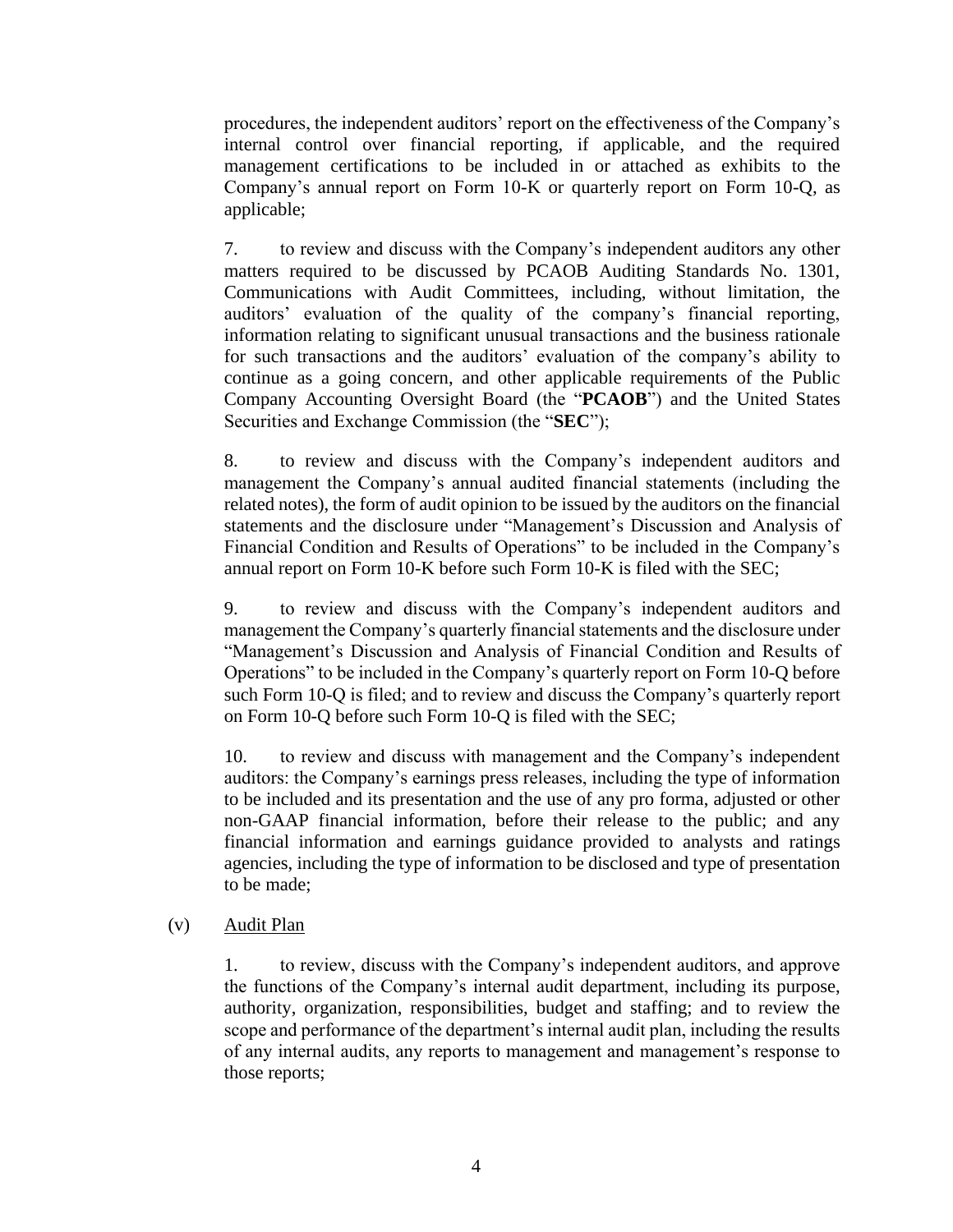procedures, the independent auditors' report on the effectiveness of the Company's internal control over financial reporting, if applicable, and the required management certifications to be included in or attached as exhibits to the Company's annual report on Form 10-K or quarterly report on Form 10-Q, as applicable;

7. to review and discuss with the Company's independent auditors any other matters required to be discussed by PCAOB Auditing Standards No. 1301, Communications with Audit Committees, including, without limitation, the auditors' evaluation of the quality of the company's financial reporting, information relating to significant unusual transactions and the business rationale for such transactions and the auditors' evaluation of the company's ability to continue as a going concern, and other applicable requirements of the Public Company Accounting Oversight Board (the "**PCAOB**") and the United States Securities and Exchange Commission (the "**SEC**");

8. to review and discuss with the Company's independent auditors and management the Company's annual audited financial statements (including the related notes), the form of audit opinion to be issued by the auditors on the financial statements and the disclosure under "Management's Discussion and Analysis of Financial Condition and Results of Operations" to be included in the Company's annual report on Form 10-K before such Form 10-K is filed with the SEC;

9. to review and discuss with the Company's independent auditors and management the Company's quarterly financial statements and the disclosure under "Management's Discussion and Analysis of Financial Condition and Results of Operations" to be included in the Company's quarterly report on Form 10-Q before such Form 10-Q is filed; and to review and discuss the Company's quarterly report on Form 10-Q before such Form 10-Q is filed with the SEC;

10. to review and discuss with management and the Company's independent auditors: the Company's earnings press releases, including the type of information to be included and its presentation and the use of any pro forma, adjusted or other non-GAAP financial information, before their release to the public; and any financial information and earnings guidance provided to analysts and ratings agencies, including the type of information to be disclosed and type of presentation to be made;

(v) Audit Plan

1. to review, discuss with the Company's independent auditors, and approve the functions of the Company's internal audit department, including its purpose, authority, organization, responsibilities, budget and staffing; and to review the scope and performance of the department's internal audit plan, including the results of any internal audits, any reports to management and management's response to those reports;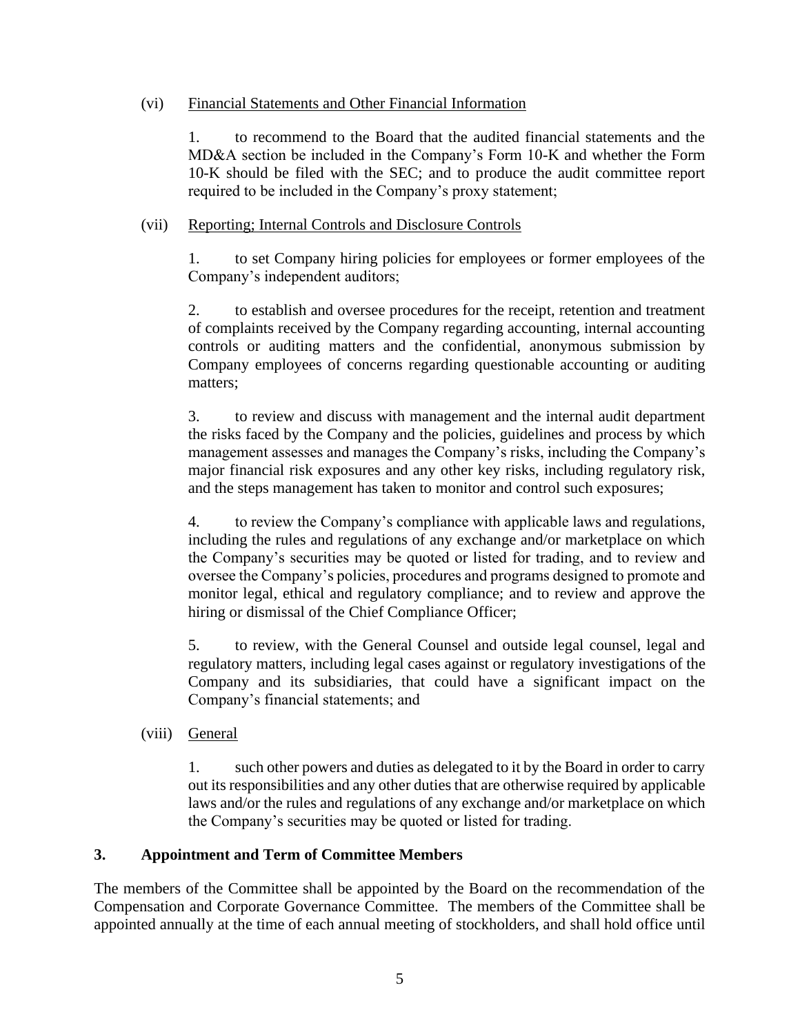(vi) Financial Statements and Other Financial Information

1. to recommend to the Board that the audited financial statements and the MD&A section be included in the Company's Form 10-K and whether the Form 10-K should be filed with the SEC; and to produce the audit committee report required to be included in the Company's proxy statement;

(vii) Reporting; Internal Controls and Disclosure Controls

1. to set Company hiring policies for employees or former employees of the Company's independent auditors;

2. to establish and oversee procedures for the receipt, retention and treatment of complaints received by the Company regarding accounting, internal accounting controls or auditing matters and the confidential, anonymous submission by Company employees of concerns regarding questionable accounting or auditing matters;

3. to review and discuss with management and the internal audit department the risks faced by the Company and the policies, guidelines and process by which management assesses and manages the Company's risks, including the Company's major financial risk exposures and any other key risks, including regulatory risk, and the steps management has taken to monitor and control such exposures;

4. to review the Company's compliance with applicable laws and regulations, including the rules and regulations of any exchange and/or marketplace on which the Company's securities may be quoted or listed for trading, and to review and oversee the Company's policies, procedures and programs designed to promote and monitor legal, ethical and regulatory compliance; and to review and approve the hiring or dismissal of the Chief Compliance Officer;

5. to review, with the General Counsel and outside legal counsel, legal and regulatory matters, including legal cases against or regulatory investigations of the Company and its subsidiaries, that could have a significant impact on the Company's financial statements; and

(viii) General

1. such other powers and duties as delegated to it by the Board in order to carry out its responsibilities and any other duties that are otherwise required by applicable laws and/or the rules and regulations of any exchange and/or marketplace on which the Company's securities may be quoted or listed for trading.

## 3. Appointment and Term of Committee Members

The members of the Committee shall be appointed by the Board on the recommendation of the Compensation and Corporate Governance Committee. The members of the Committee shall be appointed annually at the time of each annual meeting of stockholders, and shall hold office until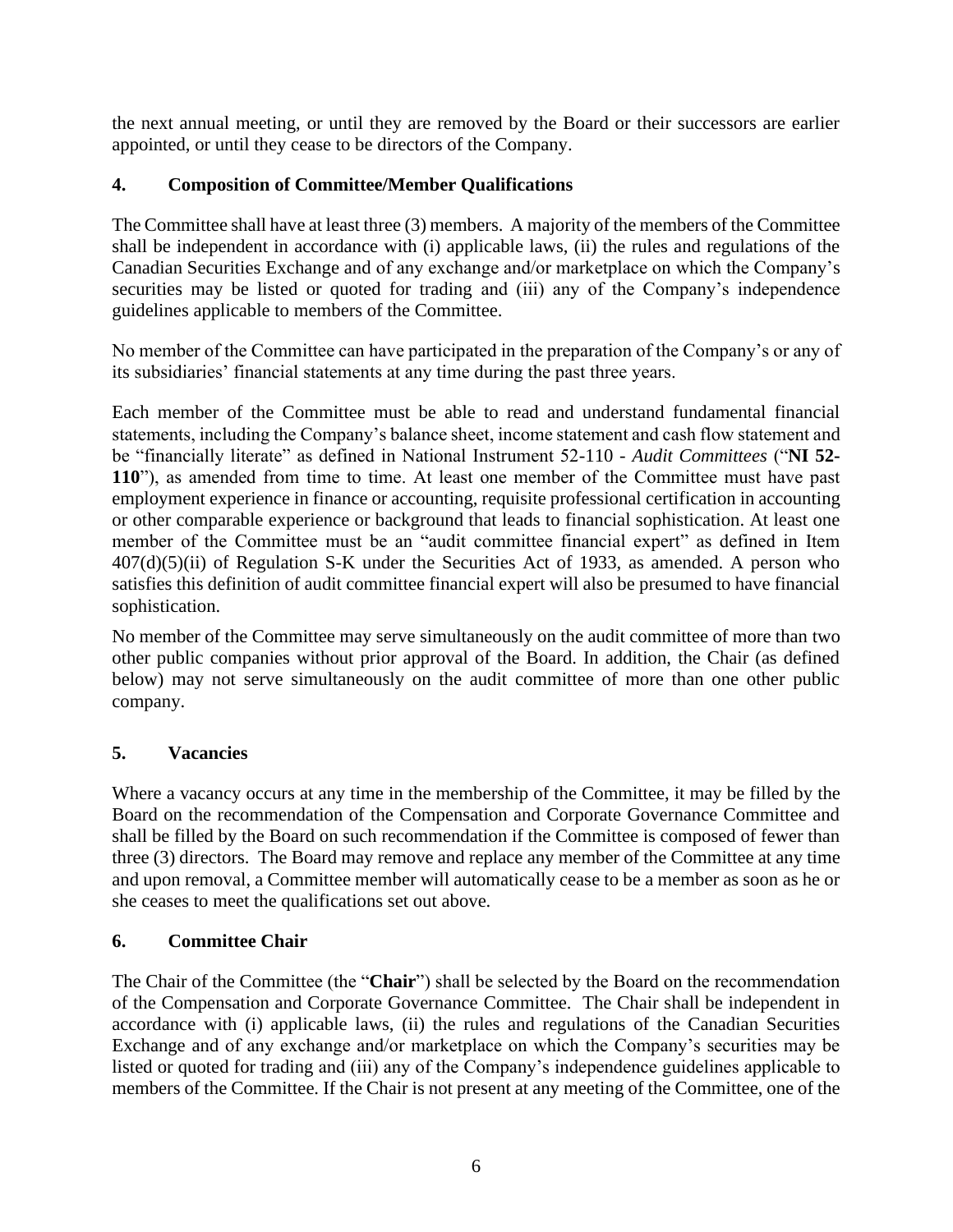the next annual meeting, or until they are removed by the Board or their successors are earlier appointed, or until they cease to be directors of the Company.

## 4. Composition of Committee/Member Qualifications

The Committee shall have at least three (3) members. A majority of the members of the Committee shall be independent in accordance with (i) applicable laws, (ii) the rules and regulations of the Canadian Securities Exchange and of any exchange and/or marketplace on which the Company's securities may be listed or quoted for trading and (iii) any of the Company's independence guidelines applicable to members of the Committee.

No member of the Committee can have participated in the preparation of the Company's or any of its subsidiaries' financial statements at any time during the past three years.

Each member of the Committee must be able to read and understand fundamental financial statements, including the Company's balance sheet, income statement and cash flow statement and be "financially literate" as defined in National Instrument 52-110 - *Audit Committees* ("**NI 52-110**"), as amended from time to time. At least one member of the Committee must have past employment experience in finance or accounting, requisite professional certification in accounting or other comparable experience or background that leads to financial sophistication. At least one member of the Committee must be an "audit committee financial expert" as defined in Item 407(d)(5)(ii) of Regulation S-K under the Securities Act of 1933, as amended. A person who satisfies this definition of audit committee financial expert will also be presumed to have financial sophistication.

No member of the Committee may serve simultaneously on the audit committee of more than two other public companies without prior approval of the Board. In addition, the Chair (as defined below) may not serve simultaneously on the audit committee of more than one other public company.

## 5. Vacancies

Where a vacancy occurs at any time in the membership of the Committee, it may be filled by the Board on the recommendation of the Compensation and Corporate Governance Committee and shall be filled by the Board on such recommendation if the Committee is composed of fewer than three (3) directors. The Board may remove and replace any member of the Committee at any time and upon removal, a Committee member will automatically cease to be a member as soon as he or she ceases to meet the qualifications set out above.

## 6. Committee Chair

The Chair of the Committee (the "**Chair**") shall be selected by the Board on the recommendation of the Compensation and Corporate Governance Committee. The Chair shall be independent in accordance with (i) applicable laws, (ii) the rules and regulations of the Canadian Securities Exchange and of any exchange and/or marketplace on which the Company's securities may be listed or quoted for trading and (iii) any of the Company's independence guidelines applicable to members of the Committee. If the Chair is not present at any meeting of the Committee, one of the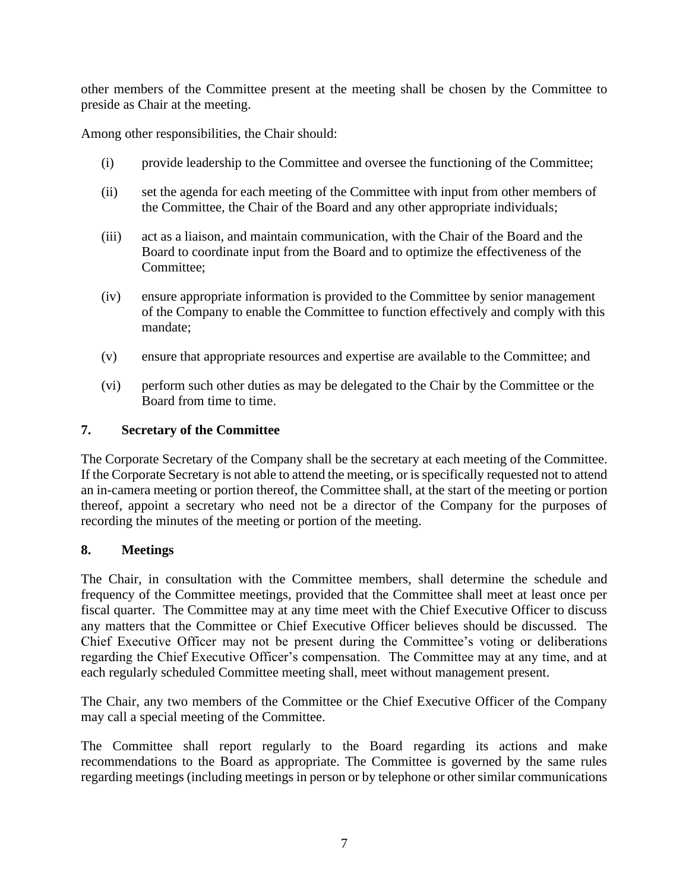other members of the Committee present at the meeting shall be chosen by the Committee to preside as Chair at the meeting.

Among other responsibilities, the Chair should:

(i) provide leadership to the Committee and oversee the functioning of the Committee;

(ii) set the agenda for each meeting of the Committee with input from other members of the Committee, the Chair of the Board and any other appropriate individuals;

(iii) act as a liaison, and maintain communication, with the Chair of the Board and the Board to coordinate input from the Board and to optimize the effectiveness of the Committee;

(iv) ensure appropriate information is provided to the Committee by senior management of the Company to enable the Committee to function effectively and comply with this mandate;

(v) ensure that appropriate resources and expertise are available to the Committee; and

(vi) perform such other duties as may be delegated to the Chair by the Committee or the Board from time to time.

## 7. Secretary of the Committee

The Corporate Secretary of the Company shall be the secretary at each meeting of the Committee. If the Corporate Secretary is not able to attend the meeting, or is specifically requested not to attend an in-camera meeting or portion thereof, the Committee shall, at the start of the meeting or portion thereof, appoint a secretary who need not be a director of the Company for the purposes of recording the minutes of the meeting or portion of the meeting.

## 8. Meetings

The Chair, in consultation with the Committee members, shall determine the schedule and frequency of the Committee meetings, provided that the Committee shall meet at least once per fiscal quarter. The Committee may at any time meet with the Chief Executive Officer to discuss any matters that the Committee or Chief Executive Officer believes should be discussed. The Chief Executive Officer may not be present during the Committee's voting or deliberations regarding the Chief Executive Officer's compensation. The Committee may at any time, and at each regularly scheduled Committee meeting shall, meet without management present.

The Chair, any two members of the Committee or the Chief Executive Officer of the Company may call a special meeting of the Committee.

The Committee shall report regularly to the Board regarding its actions and make recommendations to the Board as appropriate. The Committee is governed by the same rules regarding meetings (including meetings in person or by telephone or other similar communications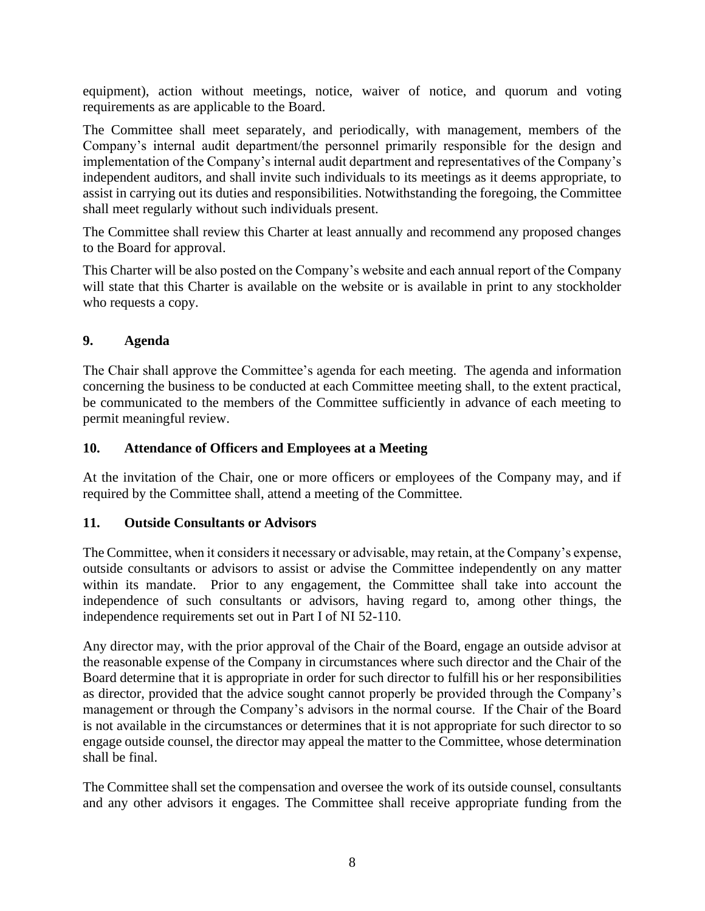equipment), action without meetings, notice, waiver of notice, and quorum and voting requirements as are applicable to the Board.

The Committee shall meet separately, and periodically, with management, members of the Company's internal audit department/the personnel primarily responsible for the design and implementation of the Company's internal audit department and representatives of the Company's independent auditors, and shall invite such individuals to its meetings as it deems appropriate, to assist in carrying out its duties and responsibilities. Notwithstanding the foregoing, the Committee shall meet regularly without such individuals present.

The Committee shall review this Charter at least annually and recommend any proposed changes to the Board for approval.

This Charter will be also posted on the Company's website and each annual report of the Company will state that this Charter is available on the website or is available in print to any stockholder who requests a copy.

## 9. Agenda

The Chair shall approve the Committee's agenda for each meeting. The agenda and information concerning the business to be conducted at each Committee meeting shall, to the extent practical, be communicated to the members of the Committee sufficiently in advance of each meeting to permit meaningful review.

## 10. Attendance of Officers and Employees at a Meeting

At the invitation of the Chair, one or more officers or employees of the Company may, and if required by the Committee shall, attend a meeting of the Committee.

## 11. Outside Consultants or Advisors

The Committee, when it considers it necessary or advisable, may retain, at the Company's expense, outside consultants or advisors to assist or advise the Committee independently on any matter within its mandate. Prior to any engagement, the Committee shall take into account the independence of such consultants or advisors, having regard to, among other things, the independence requirements set out in Part I of NI 52-110.

Any director may, with the prior approval of the Chair of the Board, engage an outside advisor at the reasonable expense of the Company in circumstances where such director and the Chair of the Board determine that it is appropriate in order for such director to fulfill his or her responsibilities as director, provided that the advice sought cannot properly be provided through the Company's management or through the Company's advisors in the normal course. If the Chair of the Board is not available in the circumstances or determines that it is not appropriate for such director to so engage outside counsel, the director may appeal the matter to the Committee, whose determination shall be final.

The Committee shall set the compensation and oversee the work of its outside counsel, consultants and any other advisors it engages. The Committee shall receive appropriate funding from the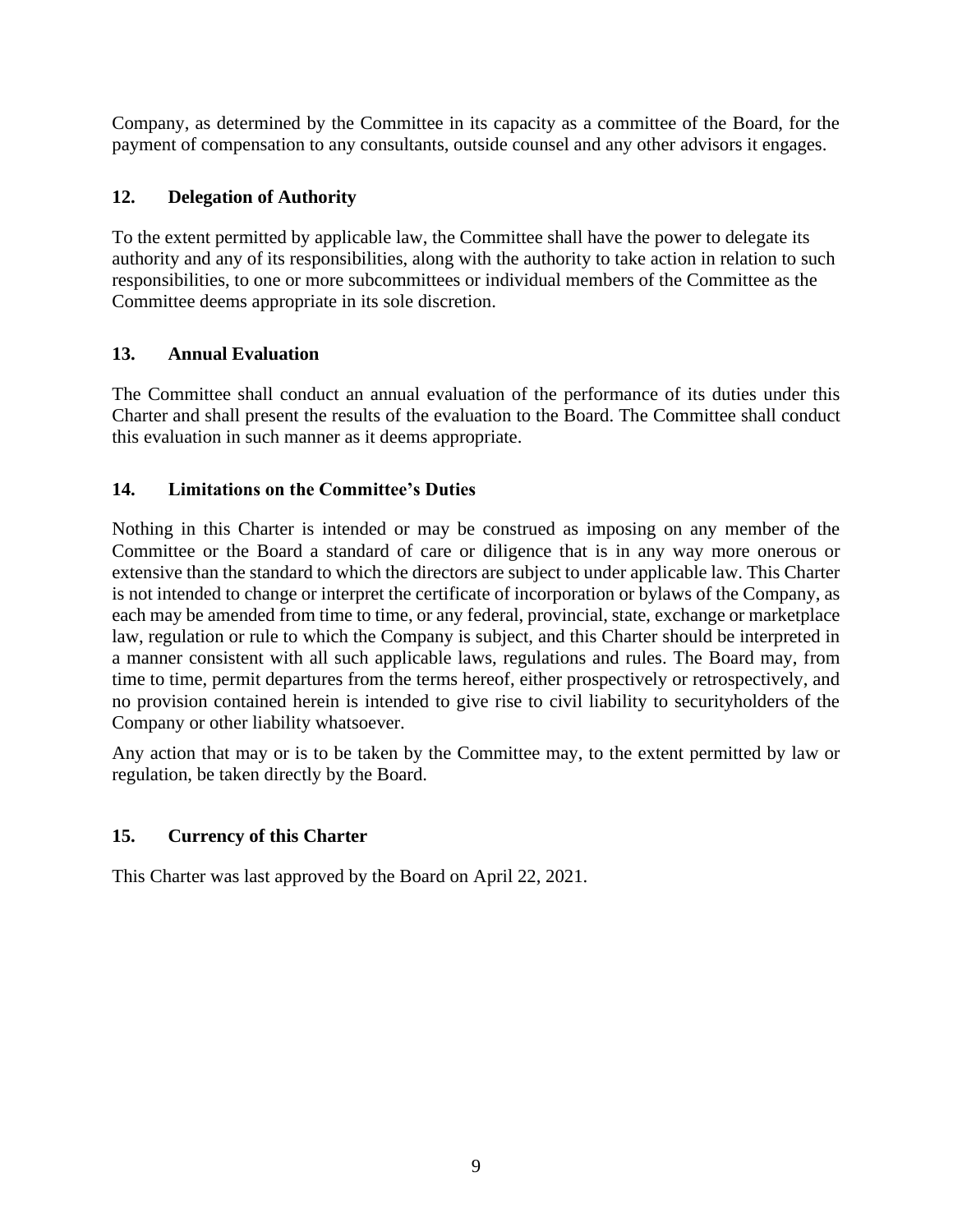Company, as determined by the Committee in its capacity as a committee of the Board, for the payment of compensation to any consultants, outside counsel and any other advisors it engages.

## 12. Delegation of Authority

To the extent permitted by applicable law, the Committee shall have the power to delegate its authority and any of its responsibilities, along with the authority to take action in relation to such responsibilities, to one or more subcommittees or individual members of the Committee as the Committee deems appropriate in its sole discretion.

## 13. Annual Evaluation

The Committee shall conduct an annual evaluation of the performance of its duties under this Charter and shall present the results of the evaluation to the Board. The Committee shall conduct this evaluation in such manner as it deems appropriate.

## 14. Limitations on the Committee's Duties

Nothing in this Charter is intended or may be construed as imposing on any member of the Committee or the Board a standard of care or diligence that is in any way more onerous or extensive than the standard to which the directors are subject to under applicable law. This Charter is not intended to change or interpret the certificate of incorporation or bylaws of the Company, as each may be amended from time to time, or any federal, provincial, state, exchange or marketplace law, regulation or rule to which the Company is subject, and this Charter should be interpreted in a manner consistent with all such applicable laws, regulations and rules. The Board may, from time to time, permit departures from the terms hereof, either prospectively or retrospectively, and no provision contained herein is intended to give rise to civil liability to securityholders of the Company or other liability whatsoever.

Any action that may or is to be taken by the Committee may, to the extent permitted by law or regulation, be taken directly by the Board.

## 15. Currency of this Charter

This Charter was last approved by the Board on April 22, 2021.